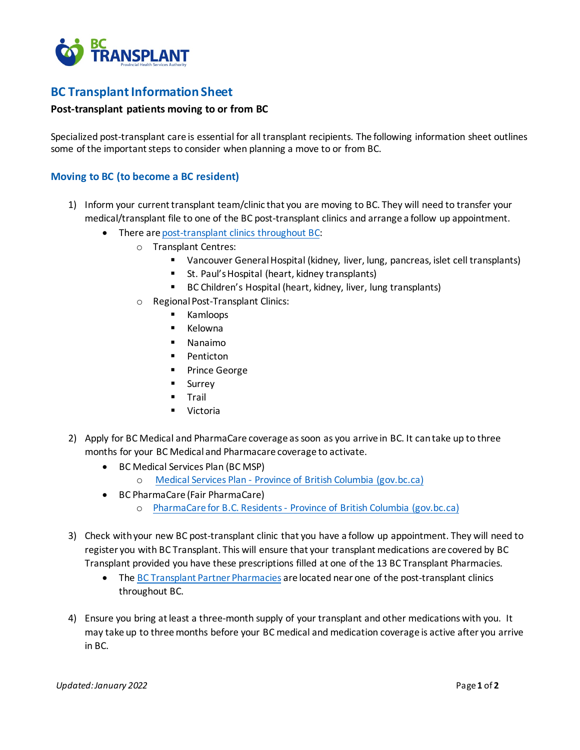# BC Transplant Information Sheet

**Post-transplant patients moving to or from BC**

Specialized post-transplant care is essential for all transplant recipients. The following information sheet outlines some of the important steps to consider when planning a move to or from BC.

## Moving to BC (to become a BC resident)

1) Inform your current transplant team/clinic that you are moving to BC. They will need to transfer your medical/transplant file to one of the BC post-transplant clinics and arrange a follow up appointment.
   - There are post-transplant clinics throughout BC:
     - Transplant Centres:
       - Vancouver General Hospital (kidney, liver, lung, pancreas, islet cell transplants)
       - St. Paul's Hospital (heart, kidney transplants)
       - BC Children's Hospital (heart, kidney, liver, lung transplants)
     - Regional Post-Transplant Clinics:
       - Kamloops
       - Kelowna
       - Nanaimo
       - Penticton
       - Prince George
       - Surrey
       - Trail
       - Victoria

2) Apply for BC Medical and PharmaCare coverage as soon as you arrive in BC. It can take up to three months for your BC Medical and Pharmacare coverage to activate.
   - BC Medical Services Plan (BC MSP)
     - Medical Services Plan - Province of British Columbia (gov.bc.ca)
   - BC PharmaCare (Fair PharmaCare)
     - PharmaCare for B.C. Residents - Province of British Columbia (gov.bc.ca)

3) Check with your new BC post-transplant clinic that you have a follow up appointment. They will need to register you with BC Transplant. This will ensure that your transplant medications are covered by BC Transplant provided you have these prescriptions filled at one of the 13 BC Transplant Pharmacies.
   - The BC Transplant Partner Pharmacies are located near one of the post-transplant clinics throughout BC.

4) Ensure you bring at least a three-month supply of your transplant and other medications with you. It may take up to three months before your BC medical and medication coverage is active after you arrive in BC.

*Updated: January 2022*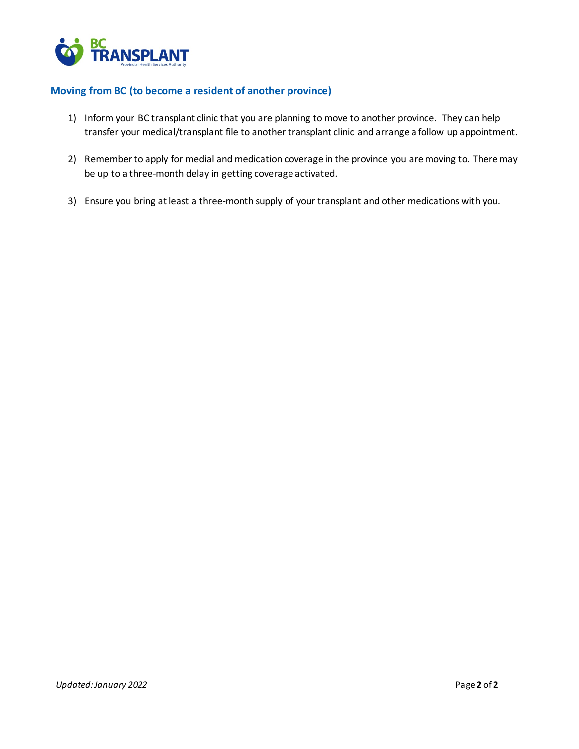## Moving from BC (to become a resident of another province)

1) Inform your BC transplant clinic that you are planning to move to another province. They can help transfer your medical/transplant file to another transplant clinic and arrange a follow up appointment.

2) Remember to apply for medial and medication coverage in the province you are moving to. There may be up to a three-month delay in getting coverage activated.

3) Ensure you bring at least a three-month supply of your transplant and other medications with you.

*Updated: January 2022*